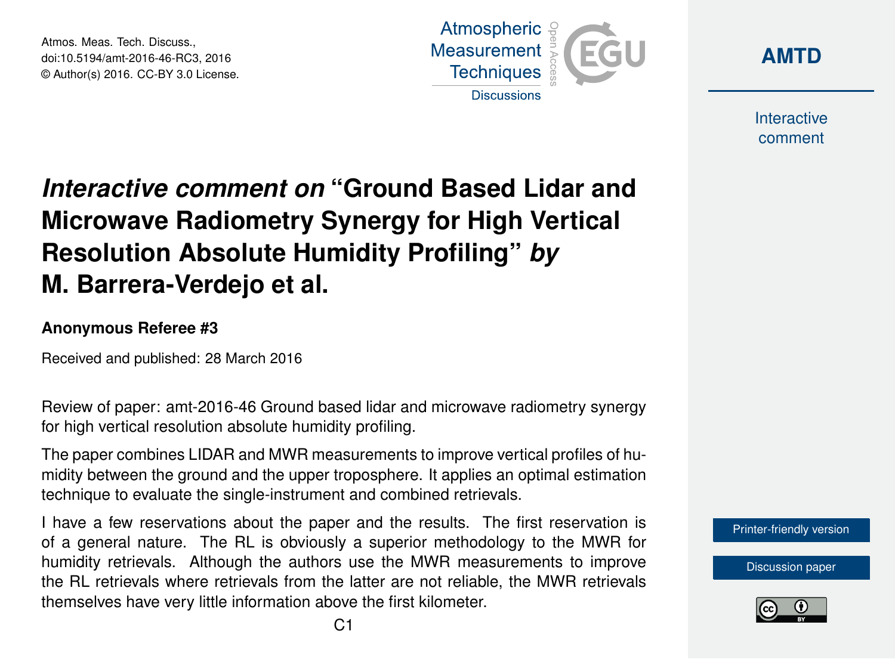# *Interactive comment on* "Ground Based Lidar and Microwave Radiometry Synergy for High Vertical Resolution Absolute Humidity Profiling" *by* M. Barrera-Verdejo et al.

**Anonymous Referee #3**

Received and published: 28 March 2016

Review of paper: amt-2016-46 Ground based lidar and microwave radiometry synergy for high vertical resolution absolute humidity profiling.

The paper combines LIDAR and MWR measurements to improve vertical profiles of humidity between the ground and the upper troposphere. It applies an optimal estimation technique to evaluate the single-instrument and combined retrievals.

I have a few reservations about the paper and the results. The first reservation is of a general nature. The RL is obviously a superior methodology to the MWR for humidity retrievals. Although the authors use the MWR measurements to improve the RL retrievals where retrievals from the latter are not reliable, the MWR retrievals themselves have very little information above the first kilometer.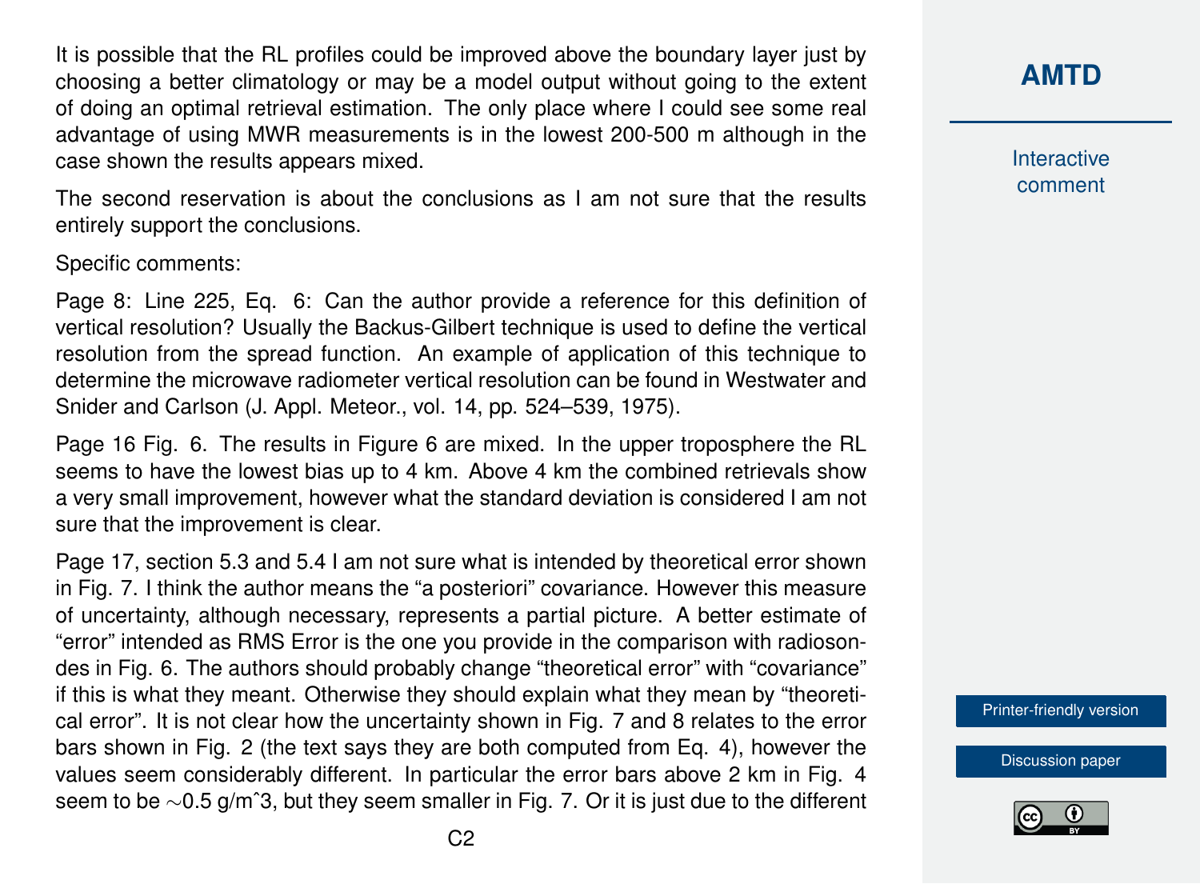It is possible that the RL profiles could be improved above the boundary layer just by choosing a better climatology or may be a model output without going to the extent of doing an optimal retrieval estimation. The only place where I could see some real advantage of using MWR measurements is in the lowest 200-500 m although in the case shown the results appears mixed.

The second reservation is about the conclusions as I am not sure that the results entirely support the conclusions.

Specific comments:

Page 8: Line 225, Eq. 6: Can the author provide a reference for this definition of vertical resolution? Usually the Backus-Gilbert technique is used to define the vertical resolution from the spread function. An example of application of this technique to determine the microwave radiometer vertical resolution can be found in Westwater and Snider and Carlson (J. Appl. Meteor., vol. 14, pp. 524–539, 1975).

Page 16 Fig. 6. The results in Figure 6 are mixed. In the upper troposphere the RL seems to have the lowest bias up to 4 km. Above 4 km the combined retrievals show a very small improvement, however what the standard deviation is considered I am not sure that the improvement is clear.

Page 17, section 5.3 and 5.4 I am not sure what is intended by theoretical error shown in Fig. 7. I think the author means the "a posteriori" covariance. However this measure of uncertainty, although necessary, represents a partial picture. A better estimate of "error" intended as RMS Error is the one you provide in the comparison with radiosondes in Fig. 6. The authors should probably change "theoretical error" with "covariance" if this is what they meant. Otherwise they should explain what they mean by "theoretical error". It is not clear how the uncertainty shown in Fig. 7 and 8 relates to the error bars shown in Fig. 2 (the text says they are both computed from Eq. 4), however the values seem considerably different. In particular the error bars above 2 km in Fig. 4 seem to be ∼0.5 g/mˆ3, but they seem smaller in Fig. 7. Or it is just due to the different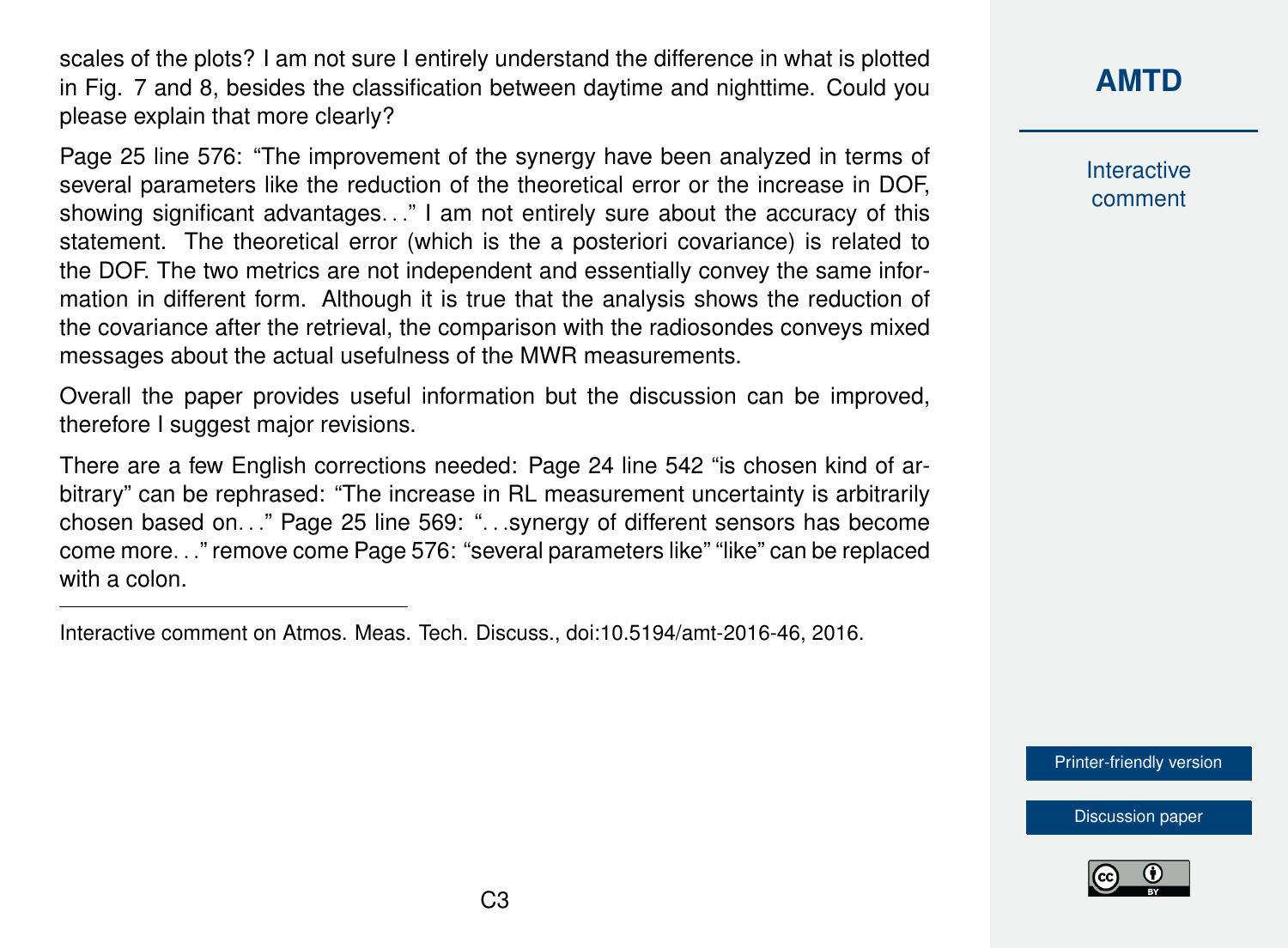scales of the plots? I am not sure I entirely understand the difference in what is plotted in Fig. 7 and 8, besides the classification between daytime and nighttime. Could you please explain that more clearly?

Page 25 line 576: "The improvement of the synergy have been analyzed in terms of several parameters like the reduction of the theoretical error or the increase in DOF, showing significant advantages..." I am not entirely sure about the accuracy of this statement. The theoretical error (which is the a posteriori covariance) is related to the DOF. The two metrics are not independent and essentially convey the same information in different form. Although it is true that the analysis shows the reduction of the covariance after the retrieval, the comparison with the radiosondes conveys mixed messages about the actual usefulness of the MWR measurements.

Overall the paper provides useful information but the discussion can be improved, therefore I suggest major revisions.

There are a few English corrections needed: Page 24 line 542 "is chosen kind of arbitrary" can be rephrased: "The increase in RL measurement uncertainty is arbitrarily chosen based on..." Page 25 line 569: "...synergy of different sensors has become come more..." remove come Page 576: "several parameters like" "like" can be replaced with a colon.

---

Interactive comment on Atmos. Meas. Tech. Discuss., doi:10.5194/amt-2016-46, 2016.